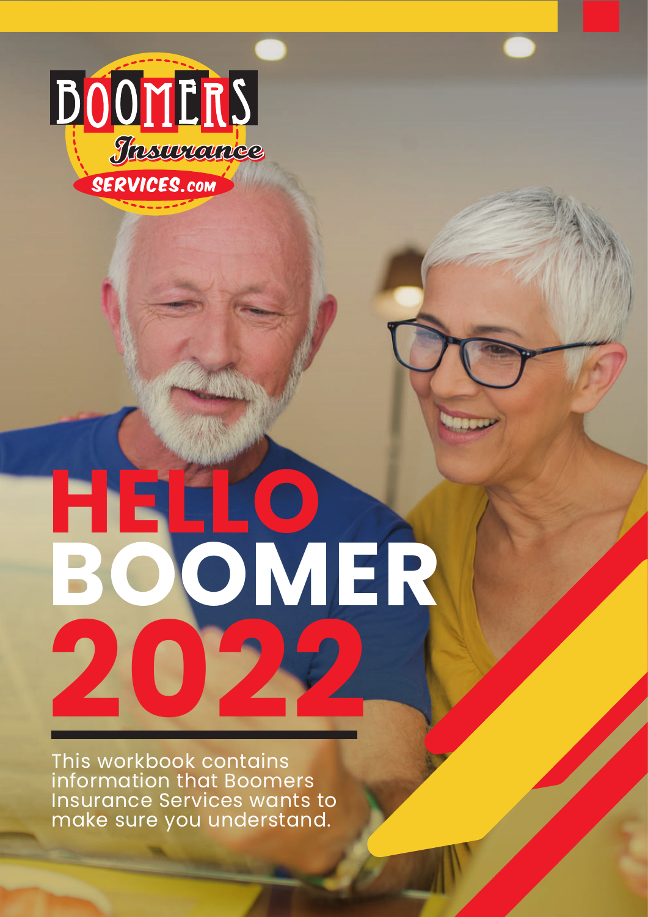BOOMERS Insurance SERVICES.com

# HELLO BOOMER 2022

This workbook contains information that Boomers Insurance Services wants to make sure you understand.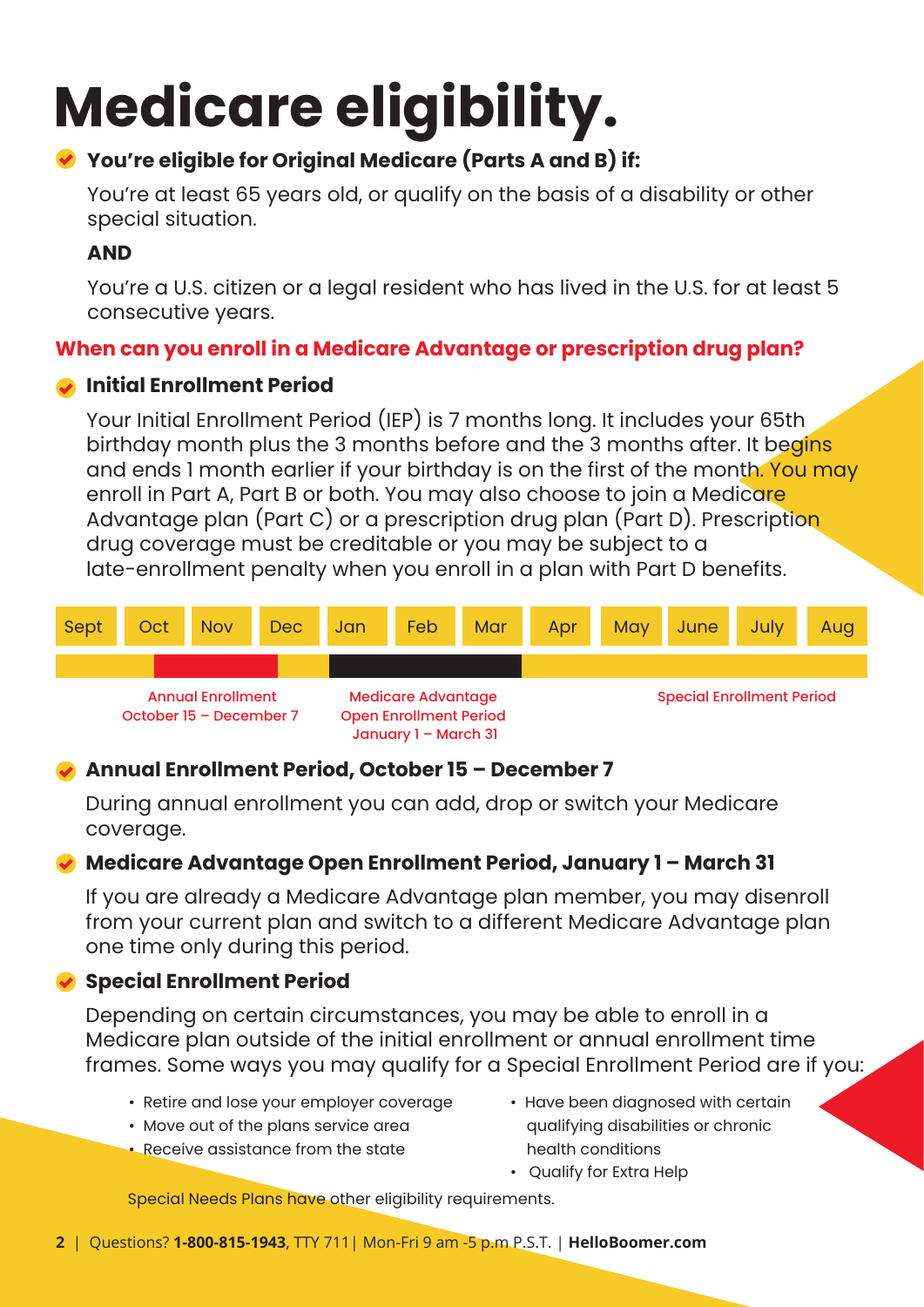# Medicare eligibility.

- **You're eligible for Original Medicare (Parts A and B) if:**

  You're at least 65 years old, or qualify on the basis of a disability or other special situation.

  **AND**

  You're a U.S. citizen or a legal resident who has lived in the U.S. for at least 5 consecutive years.

## When can you enroll in a Medicare Advantage or prescription drug plan?

- **Initial Enrollment Period**

  Your Initial Enrollment Period (IEP) is 7 months long. It includes your 65th birthday month plus the 3 months before and the 3 months after. It begins and ends 1 month earlier if your birthday is on the first of the month. You may enroll in Part A, Part B or both. You may also choose to join a Medicare Advantage plan (Part C) or a prescription drug plan (Part D). Prescription drug coverage must be creditable or you may be subject to a late-enrollment penalty when you enroll in a plan with Part D benefits.

| Sept | Oct | Nov | Dec | Jan | Feb | Mar | Apr | May | June | July | Aug |
|---|---|---|---|---|---|---|---|---|---|---|---|

Annual Enrollment October 15 – December 7

Medicare Advantage Open Enrollment Period January 1 – March 31

Special Enrollment Period

- **Annual Enrollment Period, October 15 – December 7**

  During annual enrollment you can add, drop or switch your Medicare coverage.

- **Medicare Advantage Open Enrollment Period, January 1 – March 31**

  If you are already a Medicare Advantage plan member, you may disenroll from your current plan and switch to a different Medicare Advantage plan one time only during this period.

- **Special Enrollment Period**

  Depending on certain circumstances, you may be able to enroll in a Medicare plan outside of the initial enrollment or annual enrollment time frames. Some ways you may qualify for a Special Enrollment Period are if you:

  - Retire and lose your employer coverage
  - Move out of the plans service area
  - Receive assistance from the state
  - Have been diagnosed with certain qualifying disabilities or chronic health conditions
  - Qualify for Extra Help

  Special Needs Plans have other eligibility requirements.

Questions? **1-800-815-1943**, TTY 711 | Mon-Fri 9 am -5 p.m P.S.T. | **HelloBoomer.com**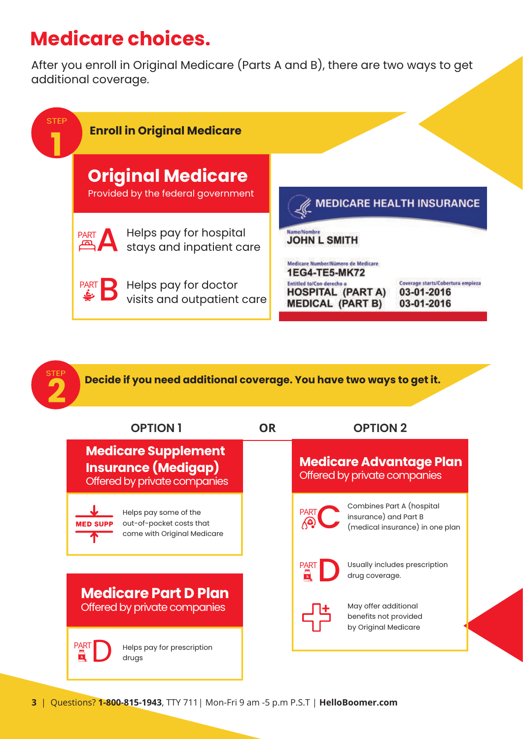# Medicare choices.

After you enroll in Original Medicare (Parts A and B), there are two ways to get additional coverage.

## STEP 1 — Enroll in Original Medicare

### Original Medicare

Provided by the federal government

- **PART A** — Helps pay for hospital stays and inpatient care
- **PART B** — Helps pay for doctor visits and outpatient care

**MEDICARE HEALTH INSURANCE**

Name/Nombre
JOHN L SMITH

Medicare Number/Número de Medicare
1EG4-TE5-MK72

| Entitled to/Con derecho a | Coverage starts/Cobertura empieza |
| --- | --- |
| HOSPITAL (PART A) | 03-01-2016 |
| MEDICAL (PART B) | 03-01-2016 |

## STEP 2 — Decide if you need additional coverage. You have two ways to get it.

### OPTION 1

#### Medicare Supplement Insurance (Medigap)

Offered by private companies

- **MED SUPP** — Helps pay some of the out-of-pocket costs that come with Original Medicare

#### Medicare Part D Plan

Offered by private companies

- **PART D** — Helps pay for prescription drugs

### OR

### OPTION 2

#### Medicare Advantage Plan

Offered by private companies

- **PART C** — Combines Part A (hospital insurance) and Part B (medical insurance) in one plan
- **PART D** — Usually includes prescription drug coverage.
- May offer additional benefits not provided by Original Medicare

Questions? **1-800-815-1943**, TTY 711 | Mon-Fri 9 am -5 p.m P.S.T | **HelloBoomer.com**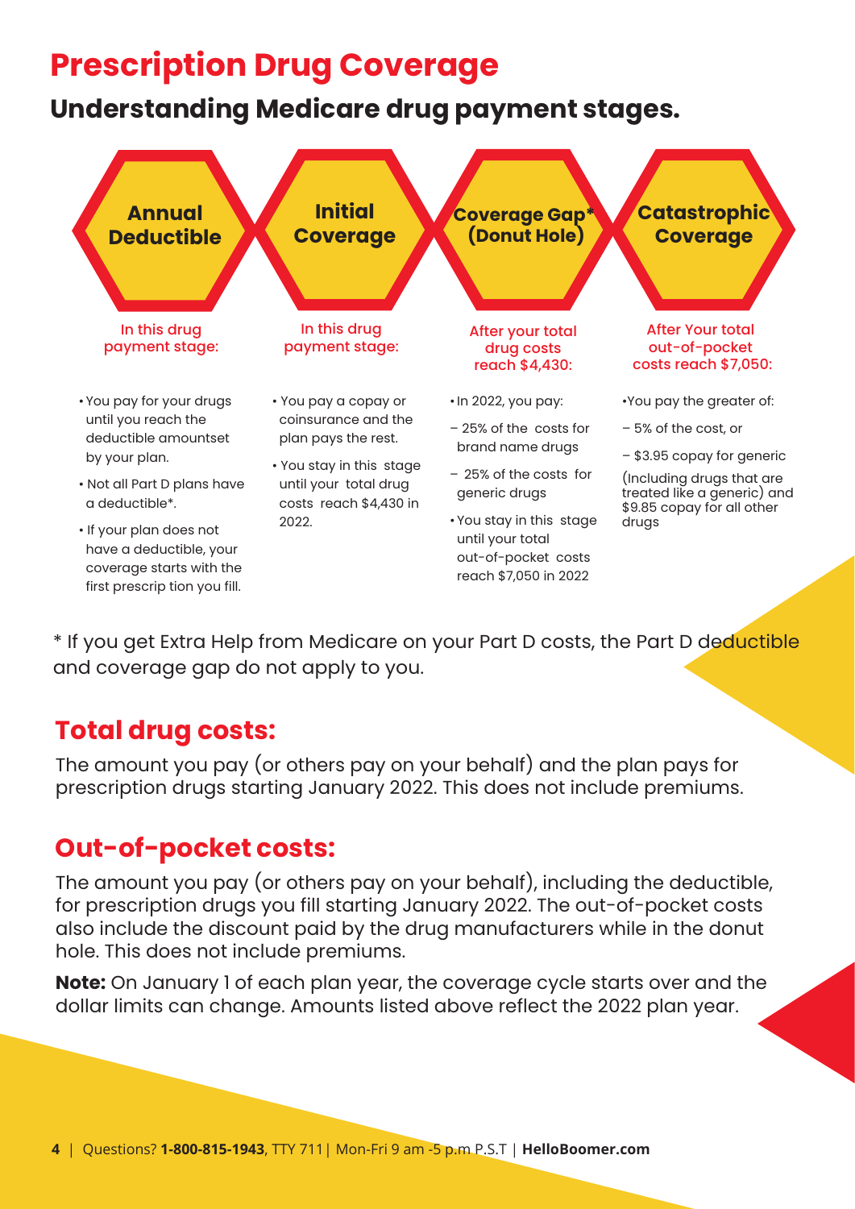# Prescription Drug Coverage

## Understanding Medicare drug payment stages.

### Annual Deductible

In this drug payment stage:

- You pay for your drugs until you reach the deductible amountset by your plan.
- Not all Part D plans have a deductible*.
- If your plan does not have a deductible, your coverage starts with the first prescrip tion you fill.

### Initial Coverage

In this drug payment stage:

- You pay a copay or coinsurance and the plan pays the rest.
- You stay in this stage until your total drug costs reach $4,430 in 2022.

### Coverage Gap* (Donut Hole)

After your total drug costs reach $4,430:

- In 2022, you pay:
  - – 25% of the costs for brand name drugs
  - – 25% of the costs for generic drugs
- You stay in this stage until your total out-of-pocket costs reach $7,050 in 2022

### Catastrophic Coverage

After Your total out-of-pocket costs reach $7,050:

- You pay the greater of:
  - – 5% of the cost, or
  - – $3.95 copay for generic (Including drugs that are treated like a generic) and $9.85 copay for all other drugs

* If you get Extra Help from Medicare on your Part D costs, the Part D deductible and coverage gap do not apply to you.

## Total drug costs:

The amount you pay (or others pay on your behalf) and the plan pays for prescription drugs starting January 2022. This does not include premiums.

## Out-of-pocket costs:

The amount you pay (or others pay on your behalf), including the deductible, for prescription drugs you fill starting January 2022. The out-of-pocket costs also include the discount paid by the drug manufacturers while in the donut hole. This does not include premiums.

**Note:** On January 1 of each plan year, the coverage cycle starts over and the dollar limits can change. Amounts listed above reflect the 2022 plan year.

Questions? **1-800-815-1943**, TTY 711| Mon-Fri 9 am -5 p.m P.S.T | **HelloBoomer.com**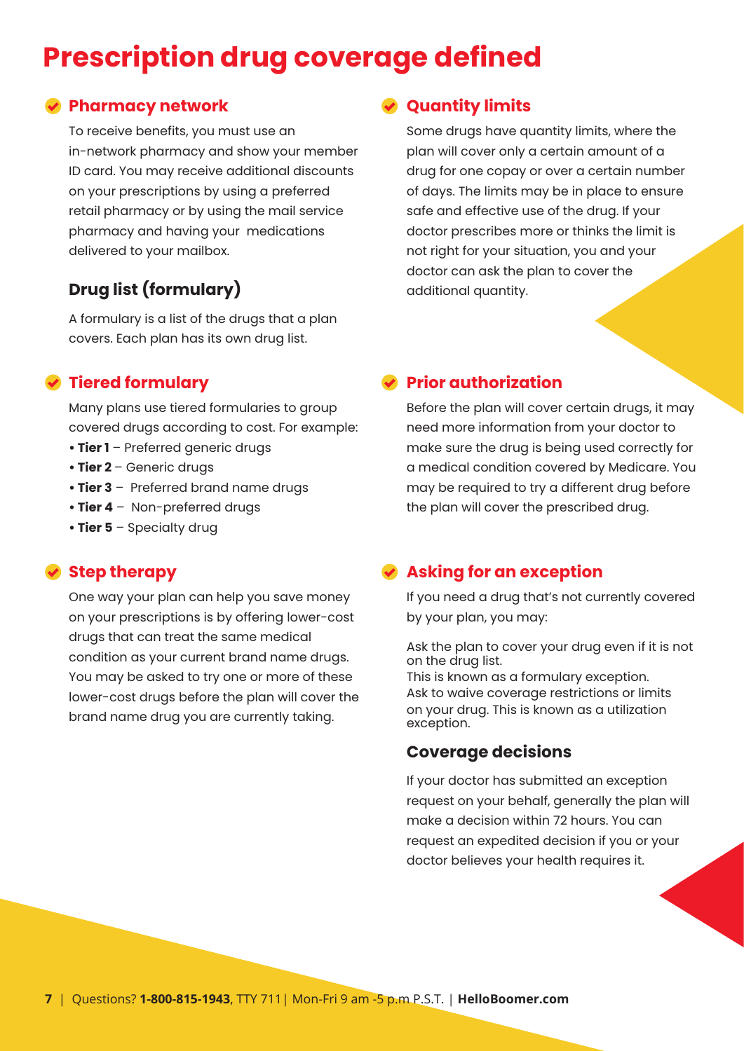# Prescription drug coverage defined

## Pharmacy network

To receive benefits, you must use an in-network pharmacy and show your member ID card. You may receive additional discounts on your prescriptions by using a preferred retail pharmacy or by using the mail service pharmacy and having your medications delivered to your mailbox.

### Drug list (formulary)

A formulary is a list of the drugs that a plan covers. Each plan has its own drug list.

## Tiered formulary

Many plans use tiered formularies to group covered drugs according to cost. For example:

- **Tier 1** – Preferred generic drugs
- **Tier 2** – Generic drugs
- **Tier 3** – Preferred brand name drugs
- **Tier 4** – Non-preferred drugs
- **Tier 5** – Specialty drug

## Step therapy

One way your plan can help you save money on your prescriptions is by offering lower-cost drugs that can treat the same medical condition as your current brand name drugs. You may be asked to try one or more of these lower-cost drugs before the plan will cover the brand name drug you are currently taking.

## Quantity limits

Some drugs have quantity limits, where the plan will cover only a certain amount of a drug for one copay or over a certain number of days. The limits may be in place to ensure safe and effective use of the drug. If your doctor prescribes more or thinks the limit is not right for your situation, you and your doctor can ask the plan to cover the additional quantity.

## Prior authorization

Before the plan will cover certain drugs, it may need more information from your doctor to make sure the drug is being used correctly for a medical condition covered by Medicare. You may be required to try a different drug before the plan will cover the prescribed drug.

## Asking for an exception

If you need a drug that's not currently covered by your plan, you may:

Ask the plan to cover your drug even if it is not on the drug list.
This is known as a formulary exception.
Ask to waive coverage restrictions or limits on your drug. This is known as a utilization exception.

### Coverage decisions

If your doctor has submitted an exception request on your behalf, generally the plan will make a decision within 72 hours. You can request an expedited decision if you or your doctor believes your health requires it.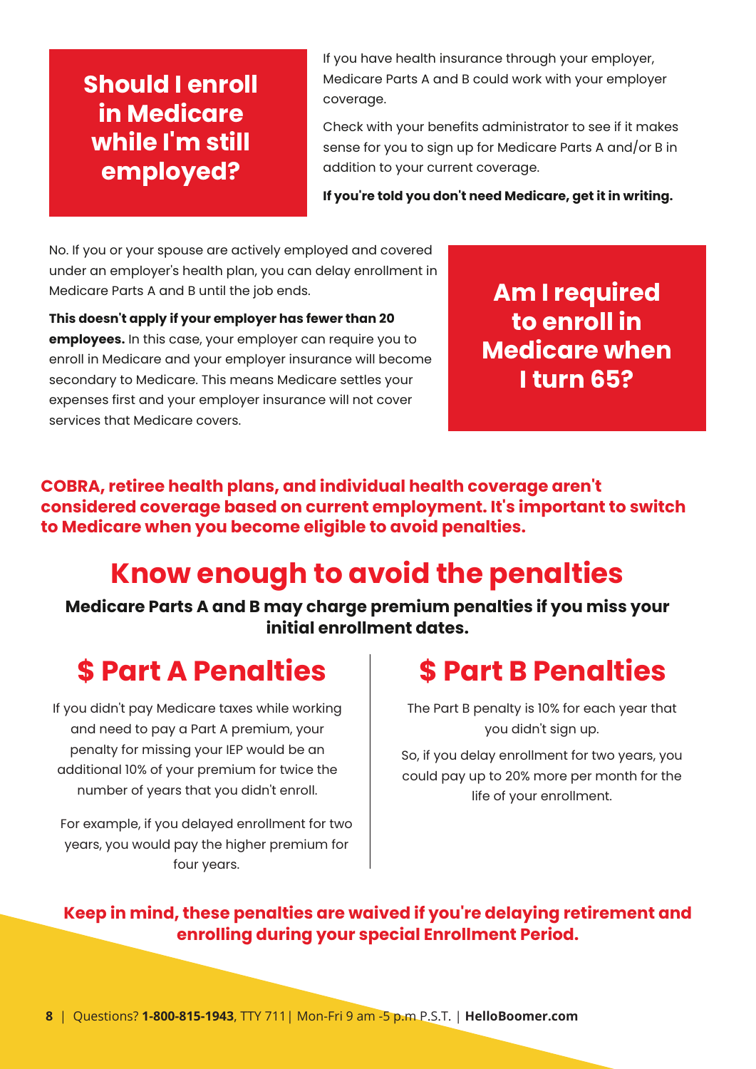## Should I enroll in Medicare while I'm still employed?

If you have health insurance through your employer, Medicare Parts A and B could work with your employer coverage.

Check with your benefits administrator to see if it makes sense for you to sign up for Medicare Parts A and/or B in addition to your current coverage.

**If you're told you don't need Medicare, get it in writing.**

## Am I required to enroll in Medicare when I turn 65?

No. If you or your spouse are actively employed and covered under an employer's health plan, you can delay enrollment in Medicare Parts A and B until the job ends.

**This doesn't apply if your employer has fewer than 20 employees.** In this case, your employer can require you to enroll in Medicare and your employer insurance will become secondary to Medicare. This means Medicare settles your expenses first and your employer insurance will not cover services that Medicare covers.

**COBRA, retiree health plans, and individual health coverage aren't considered coverage based on current employment. It's important to switch to Medicare when you become eligible to avoid penalties.**

# Know enough to avoid the penalties

**Medicare Parts A and B may charge premium penalties if you miss your initial enrollment dates.**

## $ Part A Penalties

If you didn't pay Medicare taxes while working and need to pay a Part A premium, your penalty for missing your IEP would be an additional 10% of your premium for twice the number of years that you didn't enroll.

For example, if you delayed enrollment for two years, you would pay the higher premium for four years.

## $ Part B Penalties

The Part B penalty is 10% for each year that you didn't sign up.

So, if you delay enrollment for two years, you could pay up to 20% more per month for the life of your enrollment.

**Keep in mind, these penalties are waived if you're delaying retirement and enrolling during your special Enrollment Period.**

Questions? **1-800-815-1943**, TTY 711 | Mon-Fri 9 am -5 p.m P.S.T. | **HelloBoomer.com**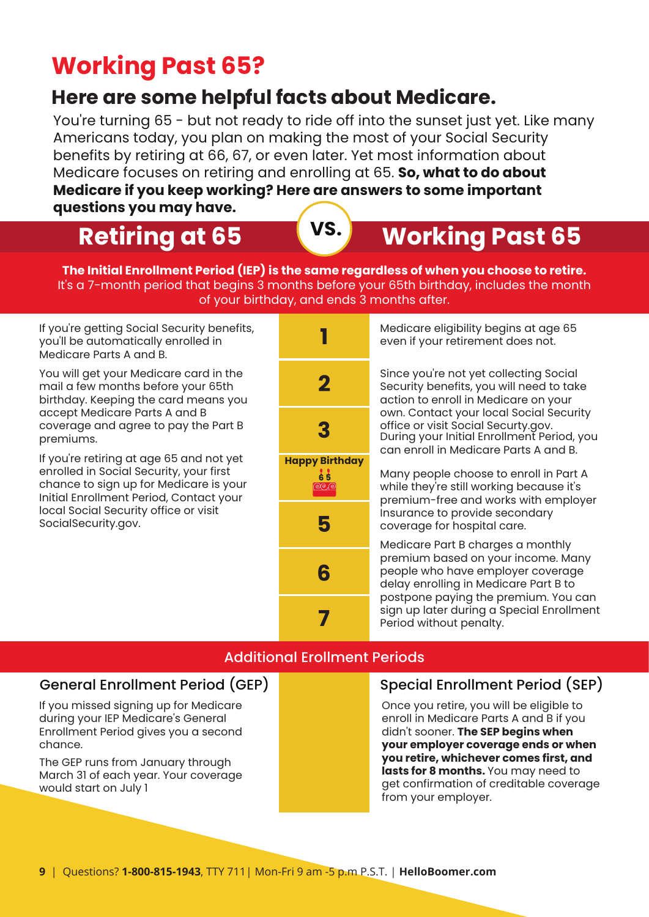# Working Past 65?

## Here are some helpful facts about Medicare.

You're turning 65 - but not ready to ride off into the sunset just yet. Like many Americans today, you plan on making the most of your Social Security benefits by retiring at 66, 67, or even later. Yet most information about Medicare focuses on retiring and enrolling at 65. **So, what to do about Medicare if you keep working? Here are answers to some important questions you may have.**

## Retiring at 65 VS. Working Past 65

**The Initial Enrollment Period (IEP) is the same regardless of when you choose to retire.** It's a 7-month period that begins 3 months before your 65th birthday, includes the month of your birthday, and ends 3 months after.

| Retiring at 65 | Month | Working Past 65 |
|---|---|---|
| If you're getting Social Security benefits, you'll be automatically enrolled in Medicare Parts A and B. | 1 | Medicare eligibility begins at age 65 even if your retirement does not. |
| You will get your Medicare card in the mail a few months before your 65th birthday. Keeping the card means you accept Medicare Parts A and B coverage and agree to pay the Part B premiums. | 2 | Since you're not yet collecting Social Security benefits, you will need to take action to enroll in Medicare on your own. Contact your local Social Security office or visit Social Securty.gov. |
| If you're retiring at age 65 and not yet enrolled in Social Security, your first chance to sign up for Medicare is your Initial Enrollment Period, Contact your local Social Security office or visit SocialSecurity.gov. | 3 | During your Initial Enrollment Period, you can enroll in Medicare Parts A and B. |
| | Happy Birthday 65 | Many people choose to enroll in Part A while they're still working because it's premium-free and works with employer Insurance to provide secondary coverage for hospital care. |
| | 5 | |
| | 6 | Medicare Part B charges a monthly premium based on your income. Many people who have employer coverage delay enrolling in Medicare Part B to postpone paying the premium. You can sign up later during a Special Enrollment Period without penalty. |
| | 7 | |

## Additional Erollment Periods

### General Enrollment Period (GEP)

If you missed signing up for Medicare during your IEP Medicare's General Enrollment Period gives you a second chance.

The GEP runs from January through March 31 of each year. Your coverage would start on July 1

### Special Enrollment Period (SEP)

Once you retire, you will be eligible to enroll in Medicare Parts A and B if you didn't sooner. **The SEP begins when your employer coverage ends or when you retire, whichever comes first, and lasts for 8 months.** You may need to get confirmation of creditable coverage from your employer.

Questions? **1-800-815-1943**, TTY 711 | Mon-Fri 9 am -5 p.m P.S.T. | **HelloBoomer.com**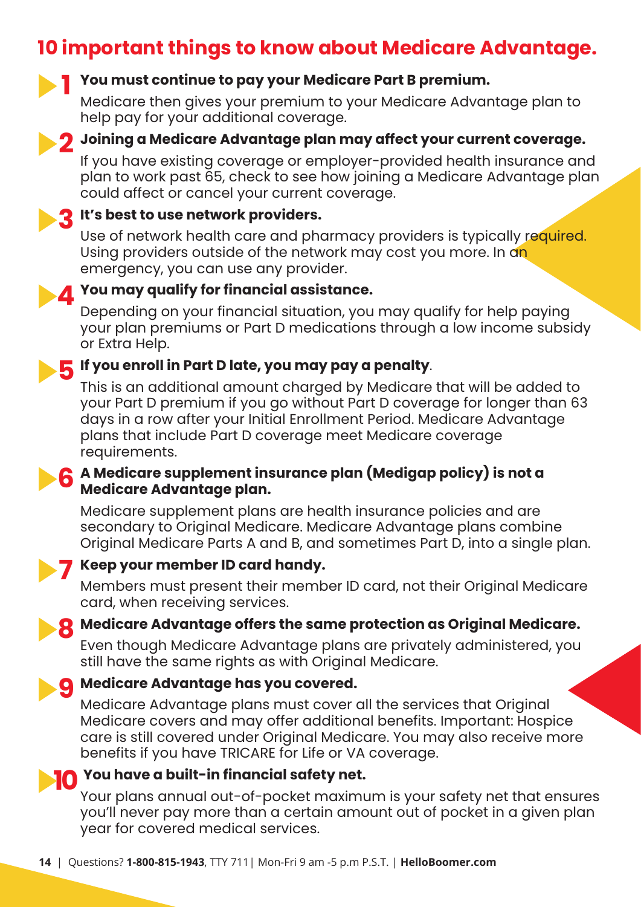# 10 important things to know about Medicare Advantage.

1. **You must continue to pay your Medicare Part B premium.**

   Medicare then gives your premium to your Medicare Advantage plan to help pay for your additional coverage.

2. **Joining a Medicare Advantage plan may affect your current coverage.**

   If you have existing coverage or employer-provided health insurance and plan to work past 65, check to see how joining a Medicare Advantage plan could affect or cancel your current coverage.

3. **It's best to use network providers.**

   Use of network health care and pharmacy providers is typically required. Using providers outside of the network may cost you more. In an emergency, you can use any provider.

4. **You may qualify for financial assistance.**

   Depending on your financial situation, you may qualify for help paying your plan premiums or Part D medications through a low income subsidy or Extra Help.

5. **If you enroll in Part D late, you may pay a penalty**.

   This is an additional amount charged by Medicare that will be added to your Part D premium if you go without Part D coverage for longer than 63 days in a row after your Initial Enrollment Period. Medicare Advantage plans that include Part D coverage meet Medicare coverage requirements.

6. **A Medicare supplement insurance plan (Medigap policy) is not a Medicare Advantage plan.**

   Medicare supplement plans are health insurance policies and are secondary to Original Medicare. Medicare Advantage plans combine Original Medicare Parts A and B, and sometimes Part D, into a single plan.

7. **Keep your member ID card handy.**

   Members must present their member ID card, not their Original Medicare card, when receiving services.

8. **Medicare Advantage offers the same protection as Original Medicare.**

   Even though Medicare Advantage plans are privately administered, you still have the same rights as with Original Medicare.

9. **Medicare Advantage has you covered.**

   Medicare Advantage plans must cover all the services that Original Medicare covers and may offer additional benefits. Important: Hospice care is still covered under Original Medicare. You may also receive more benefits if you have TRICARE for Life or VA coverage.

10. **You have a built-in financial safety net.**

    Your plans annual out-of-pocket maximum is your safety net that ensures you'll never pay more than a certain amount out of pocket in a given plan year for covered medical services.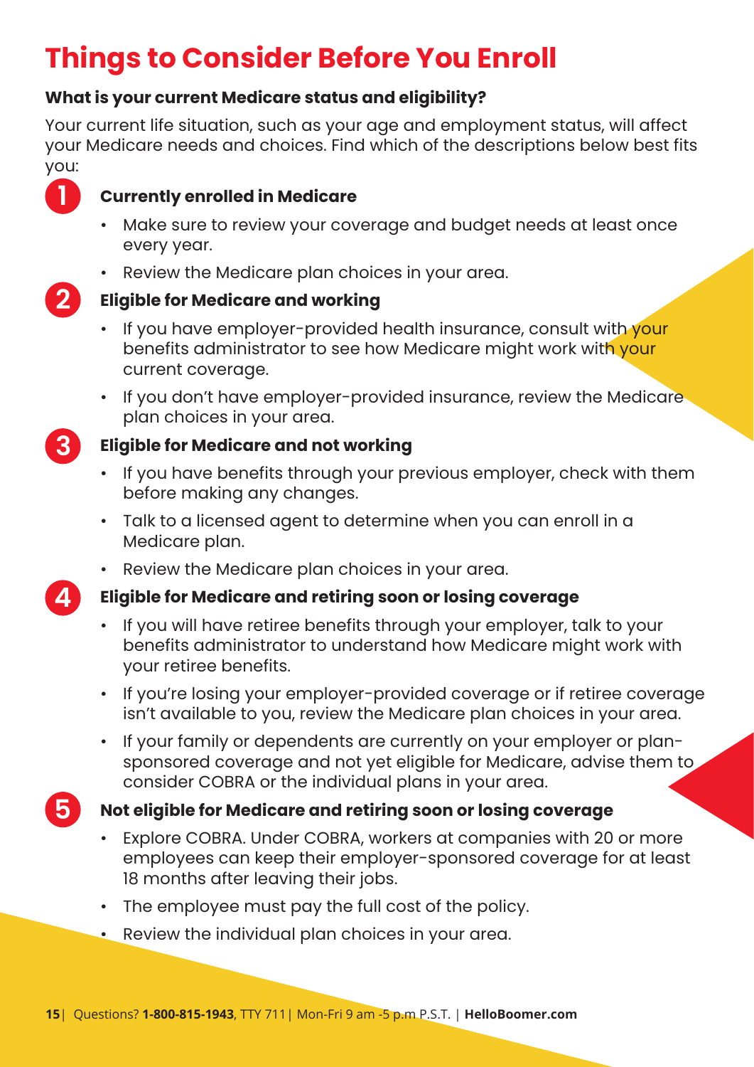# Things to Consider Before You Enroll

**What is your current Medicare status and eligibility?**

Your current life situation, such as your age and employment status, will affect your Medicare needs and choices. Find which of the descriptions below best fits you:

### 1 Currently enrolled in Medicare

- Make sure to review your coverage and budget needs at least once every year.
- Review the Medicare plan choices in your area.

### 2 Eligible for Medicare and working

- If you have employer-provided health insurance, consult with your benefits administrator to see how Medicare might work with your current coverage.
- If you don't have employer-provided insurance, review the Medicare plan choices in your area.

### 3 Eligible for Medicare and not working

- If you have benefits through your previous employer, check with them before making any changes.
- Talk to a licensed agent to determine when you can enroll in a Medicare plan.
- Review the Medicare plan choices in your area.

### 4 Eligible for Medicare and retiring soon or losing coverage

- If you will have retiree benefits through your employer, talk to your benefits administrator to understand how Medicare might work with your retiree benefits.
- If you're losing your employer-provided coverage or if retiree coverage isn't available to you, review the Medicare plan choices in your area.
- If your family or dependents are currently on your employer or plan-sponsored coverage and not yet eligible for Medicare, advise them to consider COBRA or the individual plans in your area.

### 5 Not eligible for Medicare and retiring soon or losing coverage

- Explore COBRA. Under COBRA, workers at companies with 20 or more employees can keep their employer-sponsored coverage for at least 18 months after leaving their jobs.
- The employee must pay the full cost of the policy.
- Review the individual plan choices in your area.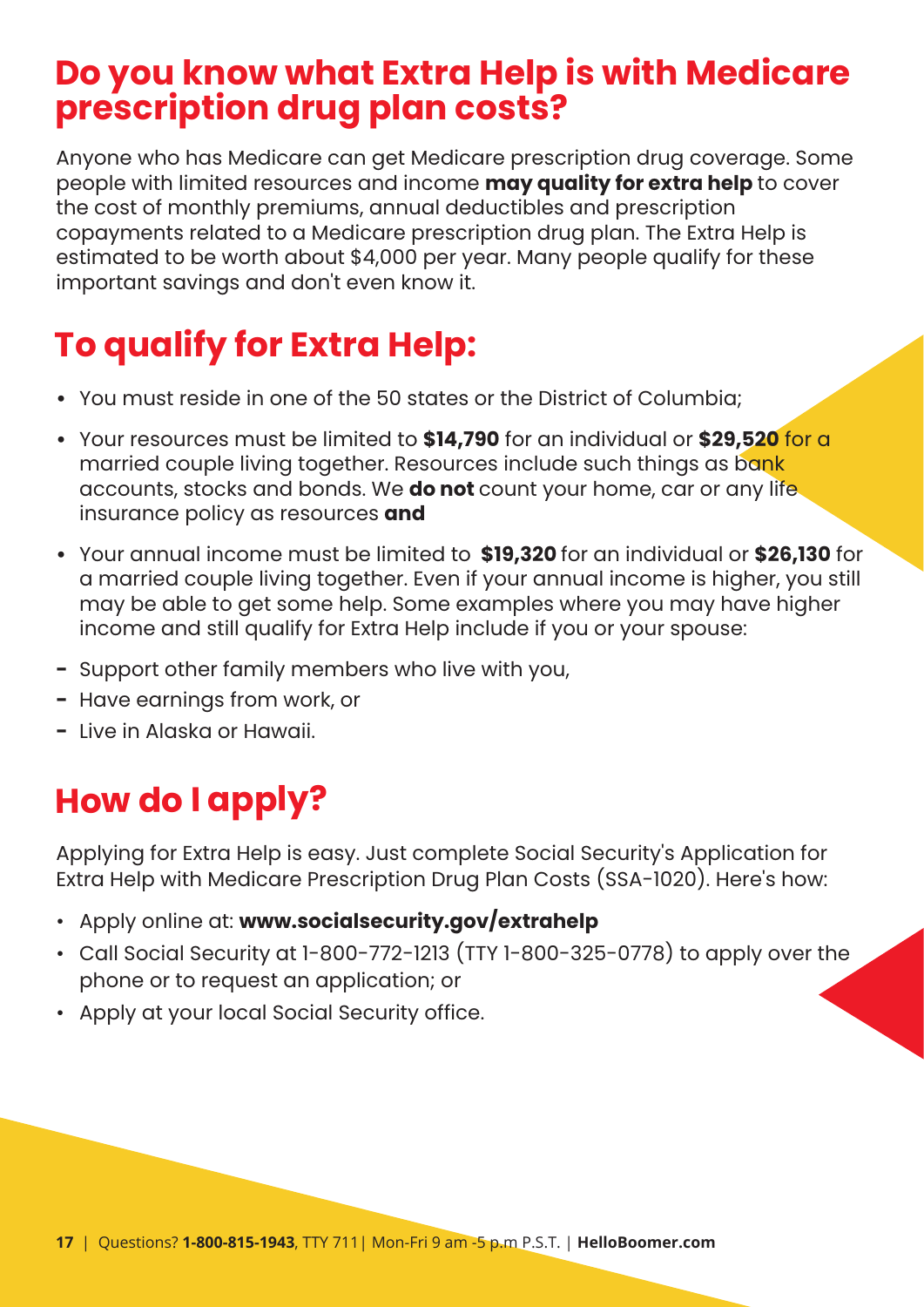# Do you know what Extra Help is with Medicare prescription drug plan costs?

Anyone who has Medicare can get Medicare prescription drug coverage. Some people with limited resources and income **may quality for extra help** to cover the cost of monthly premiums, annual deductibles and prescription copayments related to a Medicare prescription drug plan. The Extra Help is estimated to be worth about $4,000 per year. Many people qualify for these important savings and don't even know it.

## To qualify for Extra Help:

- You must reside in one of the 50 states or the District of Columbia;
- Your resources must be limited to **$14,790** for an individual or **$29,520** for a married couple living together. Resources include such things as bank accounts, stocks and bonds. We **do not** count your home, car or any life insurance policy as resources **and**
- Your annual income must be limited to **$19,320** for an individual or **$26,130** for a married couple living together. Even if your annual income is higher, you still may be able to get some help. Some examples where you may have higher income and still qualify for Extra Help include if you or your spouse:

- Support other family members who live with you,
- Have earnings from work, or
- Live in Alaska or Hawaii.

## How do I apply?

Applying for Extra Help is easy. Just complete Social Security's Application for Extra Help with Medicare Prescription Drug Plan Costs (SSA-1020). Here's how:

- Apply online at: **www.socialsecurity.gov/extrahelp**
- Call Social Security at 1-800-772-1213 (TTY 1-800-325-0778) to apply over the phone or to request an application; or
- Apply at your local Social Security office.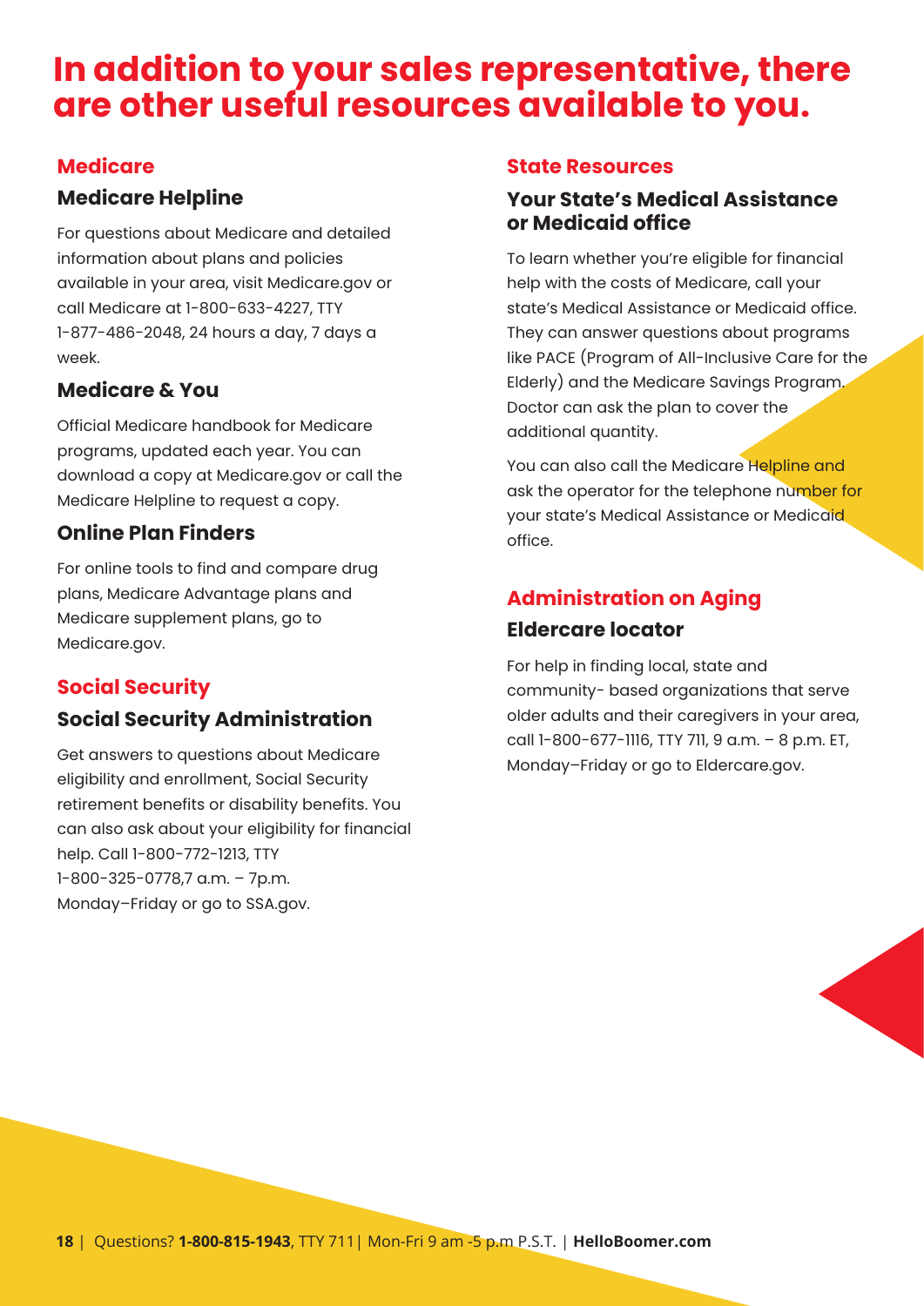# In addition to your sales representative, there are other useful resources available to you.

## Medicare

### Medicare Helpline

For questions about Medicare and detailed information about plans and policies available in your area, visit Medicare.gov or call Medicare at 1-800-633-4227, TTY 1-877-486-2048, 24 hours a day, 7 days a week.

### Medicare & You

Official Medicare handbook for Medicare programs, updated each year. You can download a copy at Medicare.gov or call the Medicare Helpline to request a copy.

### Online Plan Finders

For online tools to find and compare drug plans, Medicare Advantage plans and Medicare supplement plans, go to Medicare.gov.

## Social Security

### Social Security Administration

Get answers to questions about Medicare eligibility and enrollment, Social Security retirement benefits or disability benefits. You can also ask about your eligibility for financial help. Call 1-800-772-1213, TTY 1-800-325-0778,7 a.m. – 7p.m. Monday–Friday or go to SSA.gov.

## State Resources

### Your State's Medical Assistance or Medicaid office

To learn whether you're eligible for financial help with the costs of Medicare, call your state's Medical Assistance or Medicaid office. They can answer questions about programs like PACE (Program of All-Inclusive Care for the Elderly) and the Medicare Savings Program. Doctor can ask the plan to cover the additional quantity.

You can also call the Medicare Helpline and ask the operator for the telephone number for your state's Medical Assistance or Medicaid office.

## Administration on Aging

### Eldercare locator

For help in finding local, state and community- based organizations that serve older adults and their caregivers in your area, call 1-800-677-1116, TTY 711, 9 a.m. – 8 p.m. ET, Monday–Friday or go to Eldercare.gov.

Questions? **1-800-815-1943**, TTY 711| Mon-Fri 9 am -5 p.m P.S.T. | **HelloBoomer.com**